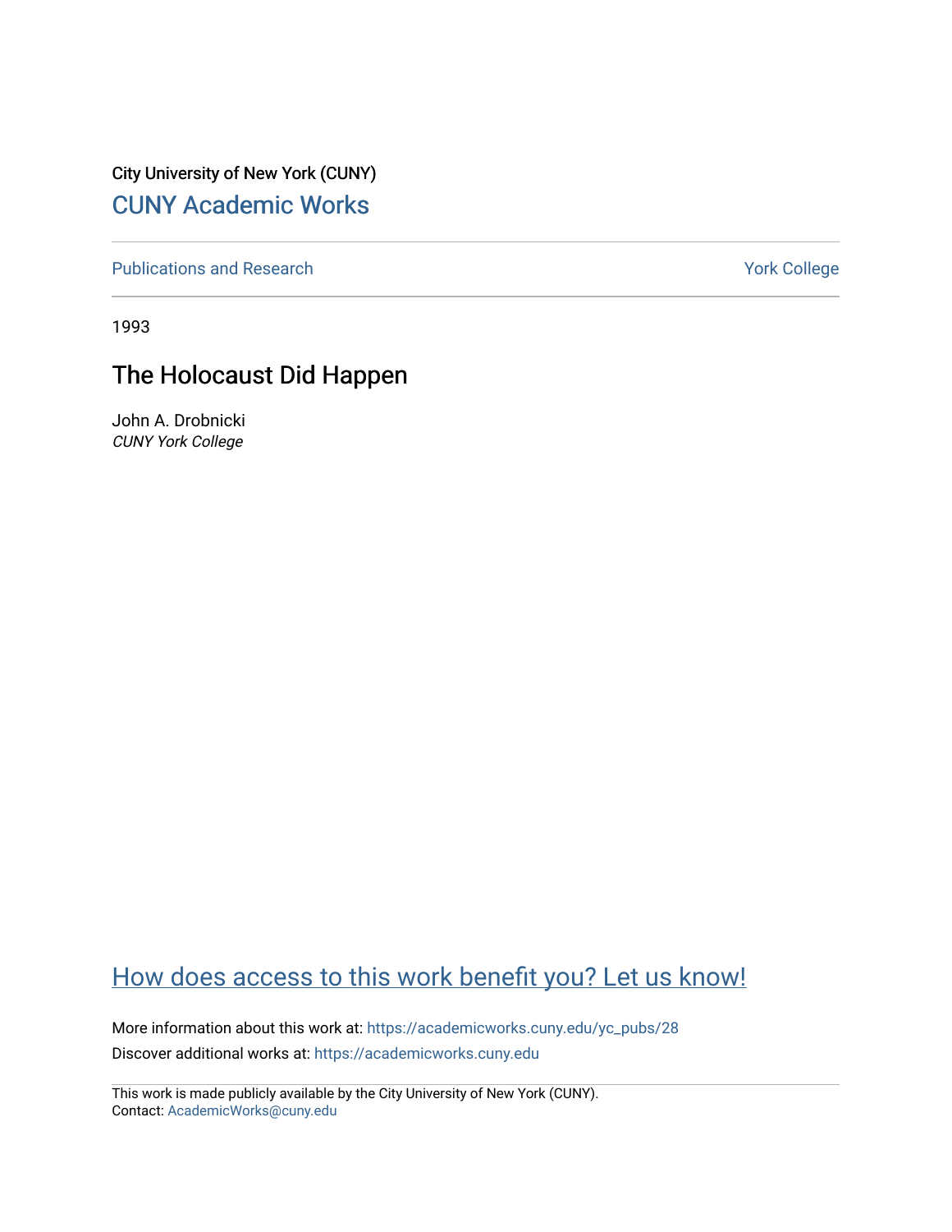City University of New York (CUNY)

## CUNY Academic Works

Publications and Research

York College

1993

# The Holocaust Did Happen

John A. Drobnicki
*CUNY York College*

[How does access to this work benefit you? Let us know!](#)

More information about this work at: https://academicworks.cuny.edu/yc_pubs/28

Discover additional works at: https://academicworks.cuny.edu

This work is made publicly available by the City University of New York (CUNY).
Contact: AcademicWorks@cuny.edu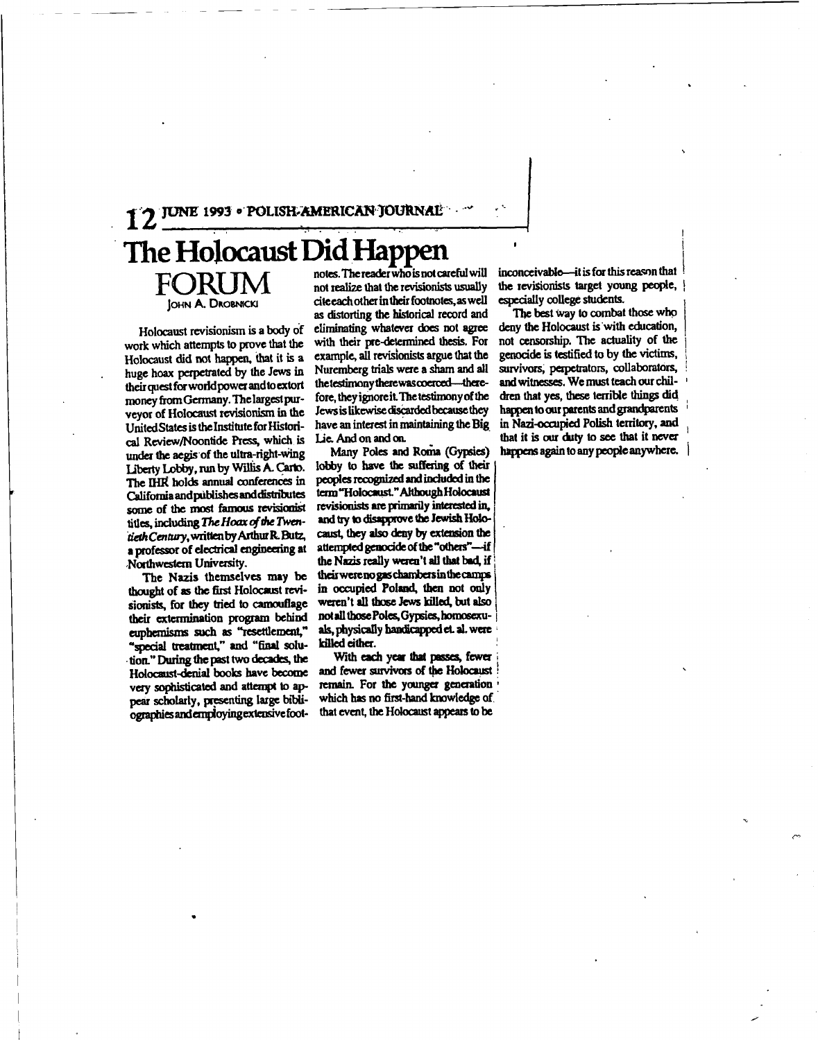# The Holocaust Did Happen

## FORUM

JOHN A. DROBNICKI

Holocaust revisionism is a body of work which attempts to prove that the Holocaust did not happen, that it is a huge hoax perpetrated by the Jews in their quest for world power and to extort money from Germany. The largest purveyor of Holocaust revisionism in the United States is the Institute for Historical Review/Noontide Press, which is under the aegis of the ultra-right-wing Liberty Lobby, run by Willis A. Carto. The IHR holds annual conferences in California and publishes and distributes some of the most famous revisionist titles, including *The Hoax of the Twentieth Century*, written by Arthur R. Butz, a professor of electrical engineering at Northwestern University.

The Nazis themselves may be thought of as the first Holocaust revisionists, for they tried to camouflage their extermination program behind euphemisms such as "resettlement," "special treatment," and "final solution." During the past two decades, the Holocaust-denial books have become very sophisticated and attempt to appear scholarly, presenting large bibliographies and employing extensive footnotes. The reader who is not careful will not realize that the revisionists usually cite each other in their footnotes, as well as distorting the historical record and eliminating whatever does not agree with their pre-determined thesis. For example, all revisionists argue that the Nuremberg trials were a sham and all the testimony there was coerced—therefore, they ignore it. The testimony of the Jews is likewise discarded because they have an interest in maintaining the Big Lie. And on and on.

Many Poles and Roma (Gypsies) lobby to have the suffering of their peoples recognized and included in the term "Holocaust." Although Holocaust revisionists are primarily interested in, and try to disapprove the Jewish Holocaust, they also deny by extension the attempted genocide of the "others"—if the Nazis really weren't all that bad, if their were no gas chambers in the camps in occupied Poland, then not only weren't all those Jews killed, but also not all those Poles, Gypsies, homosexuals, physically handicapped et. al. were killed either.

With each year that passes, fewer and fewer survivors of the Holocaust remain. For the younger generation which has no first-hand knowledge of that event, the Holocaust appears to be inconceivable—it is for this reason that the revisionists target young people, especially college students.

The best way to combat those who deny the Holocaust is with education, not censorship. The actuality of the genocide is testified to by the victims, survivors, perpetrators, collaborators, and witnesses. We must teach our children that yes, these terrible things did happen to our parents and grandparents in Nazi-occupied Polish territory, and that it is our duty to see that it never happens again to any people anywhere.